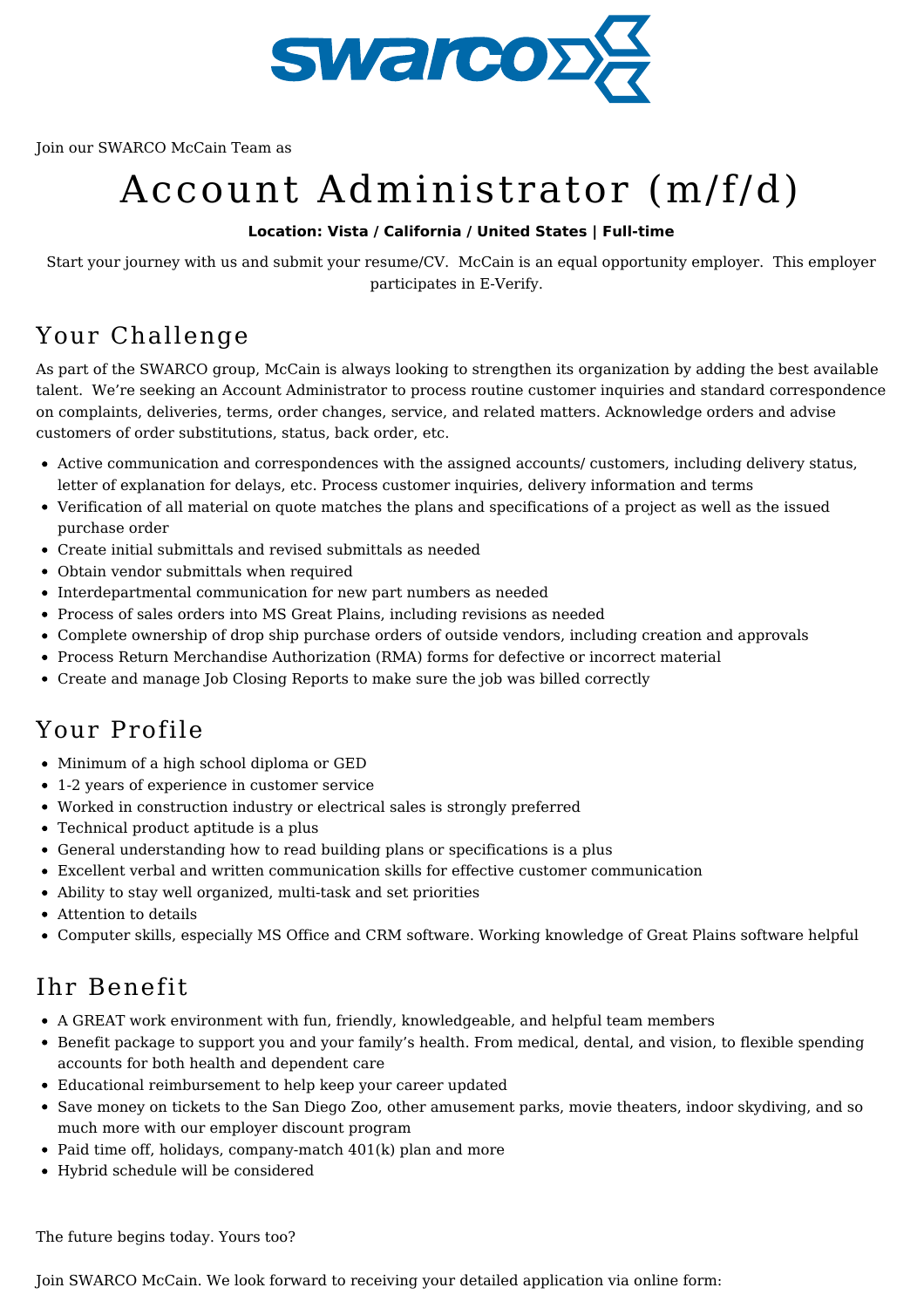Join our SWARCO McCain Team as

# Account Administrator (m/f/d)

**Location: Vista / California / United States | Full-time**

Start your journey with us and submit your resume/CV. McCain is an equal opportunity employer. This employer participates in E-Verify.

## Your Challenge

As part of the SWARCO group, McCain is always looking to strengthen its organization by adding the best available talent. We're seeking an Account Administrator to process routine customer inquiries and standard correspondence on complaints, deliveries, terms, order changes, service, and related matters. Acknowledge orders and advise customers of order substitutions, status, back order, etc.

- Active communication and correspondences with the assigned accounts/ customers, including delivery status, letter of explanation for delays, etc. Process customer inquiries, delivery information and terms
- Verification of all material on quote matches the plans and specifications of a project as well as the issued purchase order
- Create initial submittals and revised submittals as needed
- Obtain vendor submittals when required
- Interdepartmental communication for new part numbers as needed
- Process of sales orders into MS Great Plains, including revisions as needed
- Complete ownership of drop ship purchase orders of outside vendors, including creation and approvals
- Process Return Merchandise Authorization (RMA) forms for defective or incorrect material
- Create and manage Job Closing Reports to make sure the job was billed correctly

## Your Profile

- Minimum of a high school diploma or GED
- 1-2 years of experience in customer service
- Worked in construction industry or electrical sales is strongly preferred
- Technical product aptitude is a plus
- General understanding how to read building plans or specifications is a plus
- Excellent verbal and written communication skills for effective customer communication
- Ability to stay well organized, multi-task and set priorities
- Attention to details
- Computer skills, especially MS Office and CRM software. Working knowledge of Great Plains software helpful

## Ihr Benefit

- A GREAT work environment with fun, friendly, knowledgeable, and helpful team members
- Benefit package to support you and your family's health. From medical, dental, and vision, to flexible spending accounts for both health and dependent care
- Educational reimbursement to help keep your career updated
- Save money on tickets to the San Diego Zoo, other amusement parks, movie theaters, indoor skydiving, and so much more with our employer discount program
- Paid time off, holidays, company-match 401(k) plan and more
- Hybrid schedule will be considered

The future begins today. Yours too?

Join SWARCO McCain. We look forward to receiving your detailed application via online form: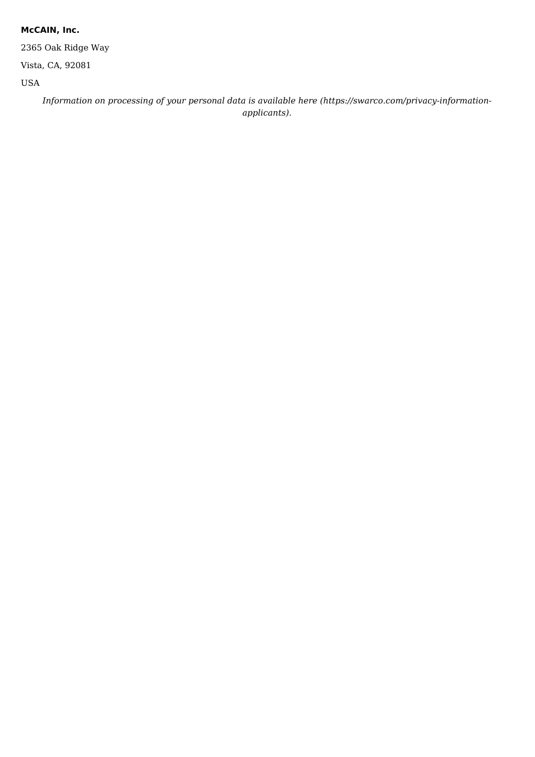**McCAIN, Inc.**

2365 Oak Ridge Way

Vista, CA, 92081

USA

*Information on processing of your personal data is available here (https://swarco.com/privacy-information-applicants).*